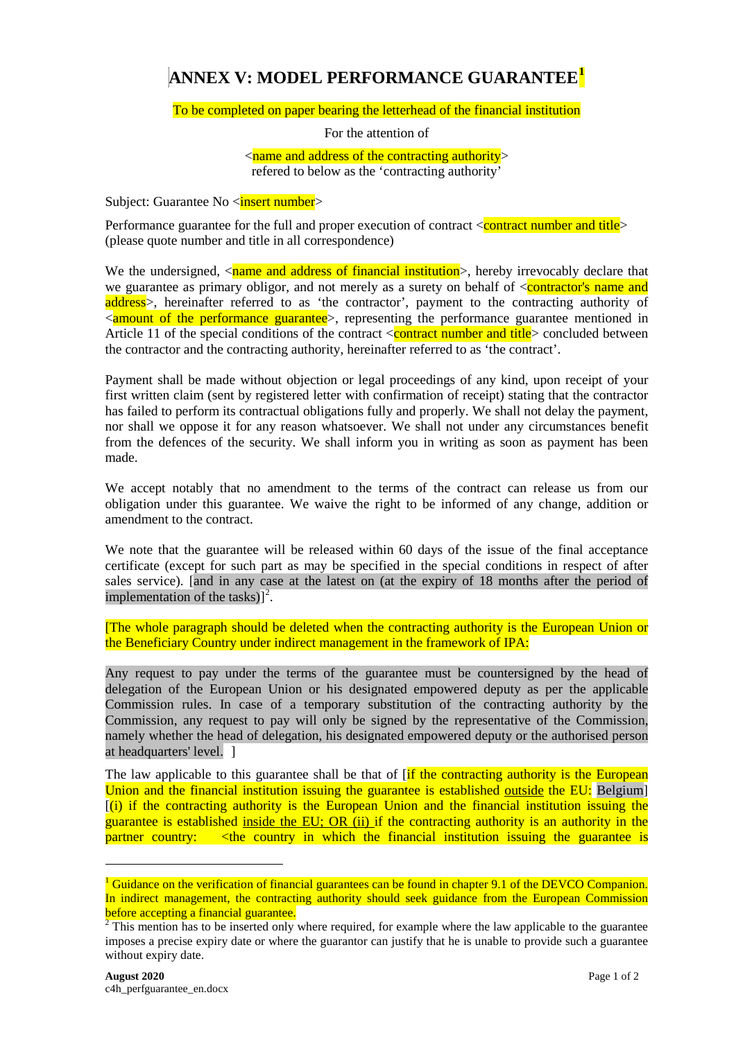# ANNEX V: MODEL PERFORMANCE GUARANTEE[1]

To be completed on paper bearing the letterhead of the financial institution

For the attention of

<name and address of the contracting authority>
refered to below as the 'contracting authority'

Subject: Guarantee No <insert number>

Performance guarantee for the full and proper execution of contract <contract number and title> (please quote number and title in all correspondence)

We the undersigned, <name and address of financial institution>, hereby irrevocably declare that we guarantee as primary obligor, and not merely as a surety on behalf of <contractor's name and address>, hereinafter referred to as 'the contractor', payment to the contracting authority of <amount of the performance guarantee>, representing the performance guarantee mentioned in Article 11 of the special conditions of the contract <contract number and title> concluded between the contractor and the contracting authority, hereinafter referred to as 'the contract'.

Payment shall be made without objection or legal proceedings of any kind, upon receipt of your first written claim (sent by registered letter with confirmation of receipt) stating that the contractor has failed to perform its contractual obligations fully and properly. We shall not delay the payment, nor shall we oppose it for any reason whatsoever. We shall not under any circumstances benefit from the defences of the security. We shall inform you in writing as soon as payment has been made.

We accept notably that no amendment to the terms of the contract can release us from our obligation under this guarantee. We waive the right to be informed of any change, addition or amendment to the contract.

We note that the guarantee will be released within 60 days of the issue of the final acceptance certificate (except for such part as may be specified in the special conditions in respect of after sales service). [and in any case at the latest on (at the expiry of 18 months after the period of implementation of the tasks)][2].

[The whole paragraph should be deleted when the contracting authority is the European Union or the Beneficiary Country under indirect management in the framework of IPA:

Any request to pay under the terms of the guarantee must be countersigned by the head of delegation of the European Union or his designated empowered deputy as per the applicable Commission rules. In case of a temporary substitution of the contracting authority by the Commission, any request to pay will only be signed by the representative of the Commission, namely whether the head of delegation, his designated empowered deputy or the authorised person at headquarters' level. ]

The law applicable to this guarantee shall be that of [if the contracting authority is the European Union and the financial institution issuing the guarantee is established outside the EU: Belgium] [(i) if the contracting authority is the European Union and the financial institution issuing the guarantee is established inside the EU; OR (ii) if the contracting authority is an authority in the partner country: <the country in which the financial institution issuing the guarantee is

---

[1] Guidance on the verification of financial guarantees can be found in chapter 9.1 of the DEVCO Companion. In indirect management, the contracting authority should seek guidance from the European Commission before accepting a financial guarantee.

[2] This mention has to be inserted only where required, for example where the law applicable to the guarantee imposes a precise expiry date or where the guarantor can justify that he is unable to provide such a guarantee without expiry date.

**August 2020**
c4h_perfguarantee_en.docx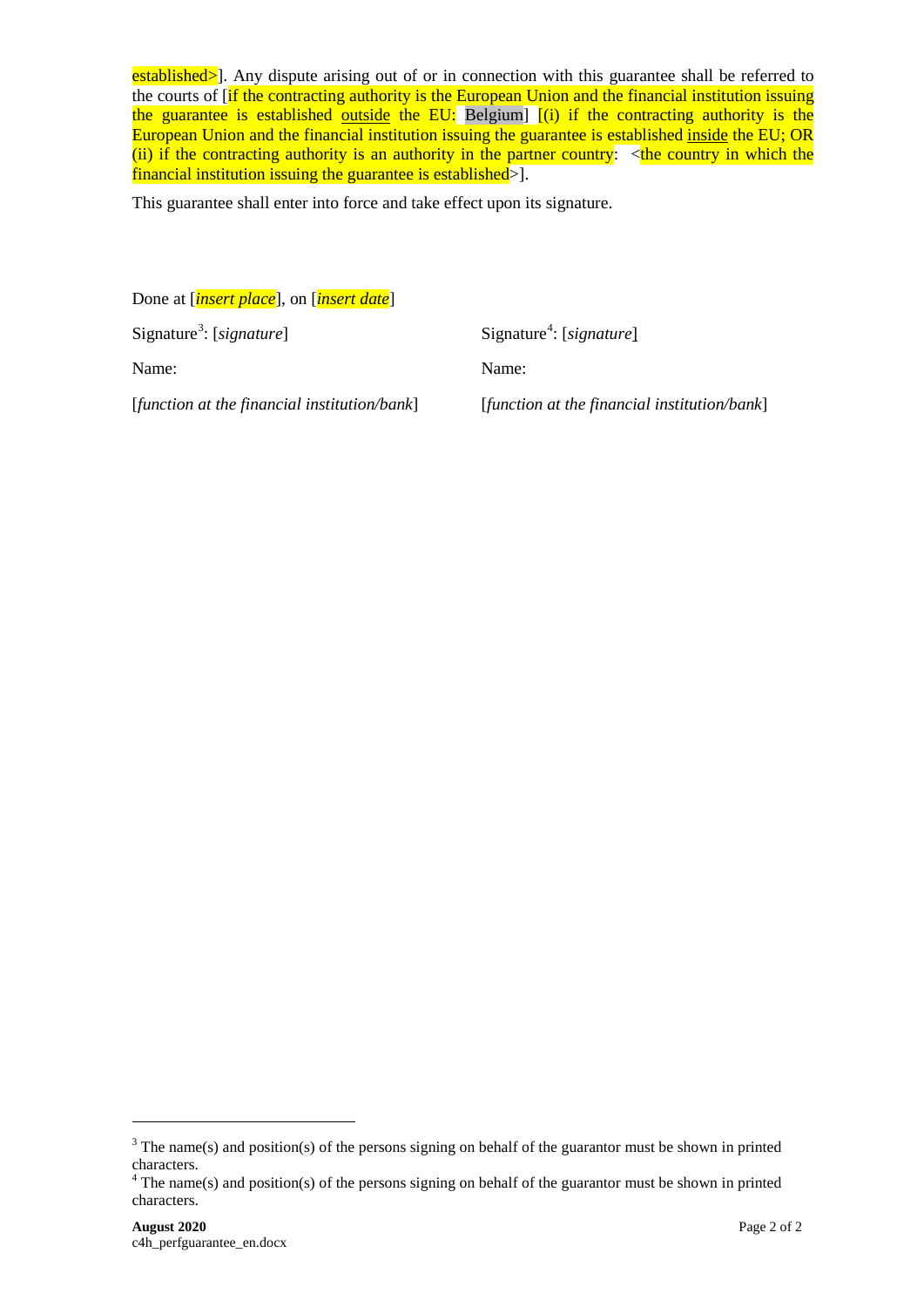established>]. Any dispute arising out of or in connection with this guarantee shall be referred to the courts of [if the contracting authority is the European Union and the financial institution issuing the guarantee is established outside the EU: Belgium] [(i) if the contracting authority is the European Union and the financial institution issuing the guarantee is established inside the EU; OR (ii) if the contracting authority is an authority in the partner country: <the country in which the financial institution issuing the guarantee is established>].

This guarantee shall enter into force and take effect upon its signature.

Done at [*insert place*], on [*insert date*]

| | |
|---|---|
| Signature[3]: [*signature*] | Signature[4]: [*signature*] |
| Name: | Name: |
| [*function at the financial institution/bank*] | [*function at the financial institution/bank*] |

[3] The name(s) and position(s) of the persons signing on behalf of the guarantor must be shown in printed characters.

[4] The name(s) and position(s) of the persons signing on behalf of the guarantor must be shown in printed characters.